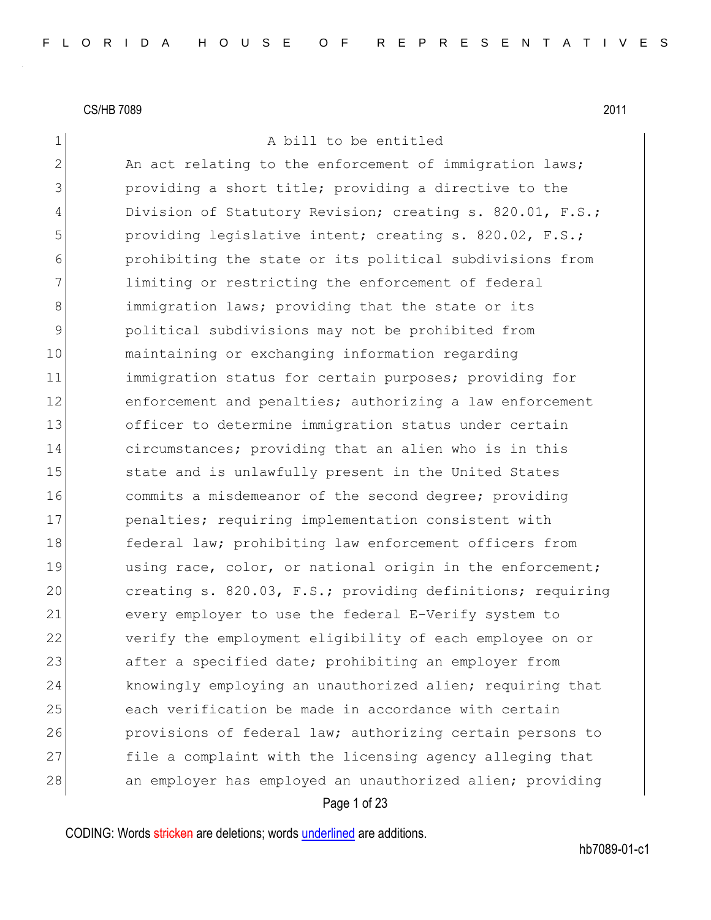CS/HB 7089 2011

A bill to be entitled

An act relating to the enforcement of immigration laws; providing a short title; providing a directive to the Division of Statutory Revision; creating s. 820.01, F.S.; providing legislative intent; creating s. 820.02, F.S.; prohibiting the state or its political subdivisions from limiting or restricting the enforcement of federal immigration laws; providing that the state or its political subdivisions may not be prohibited from maintaining or exchanging information regarding immigration status for certain purposes; providing for enforcement and penalties; authorizing a law enforcement officer to determine immigration status under certain circumstances; providing that an alien who is in this state and is unlawfully present in the United States commits a misdemeanor of the second degree; providing penalties; requiring implementation consistent with federal law; prohibiting law enforcement officers from using race, color, or national origin in the enforcement; creating s. 820.03, F.S.; providing definitions; requiring every employer to use the federal E-Verify system to verify the employment eligibility of each employee on or after a specified date; prohibiting an employer from knowingly employing an unauthorized alien; requiring that each verification be made in accordance with certain provisions of federal law; authorizing certain persons to file a complaint with the licensing agency alleging that an employer has employed an unauthorized alien; providing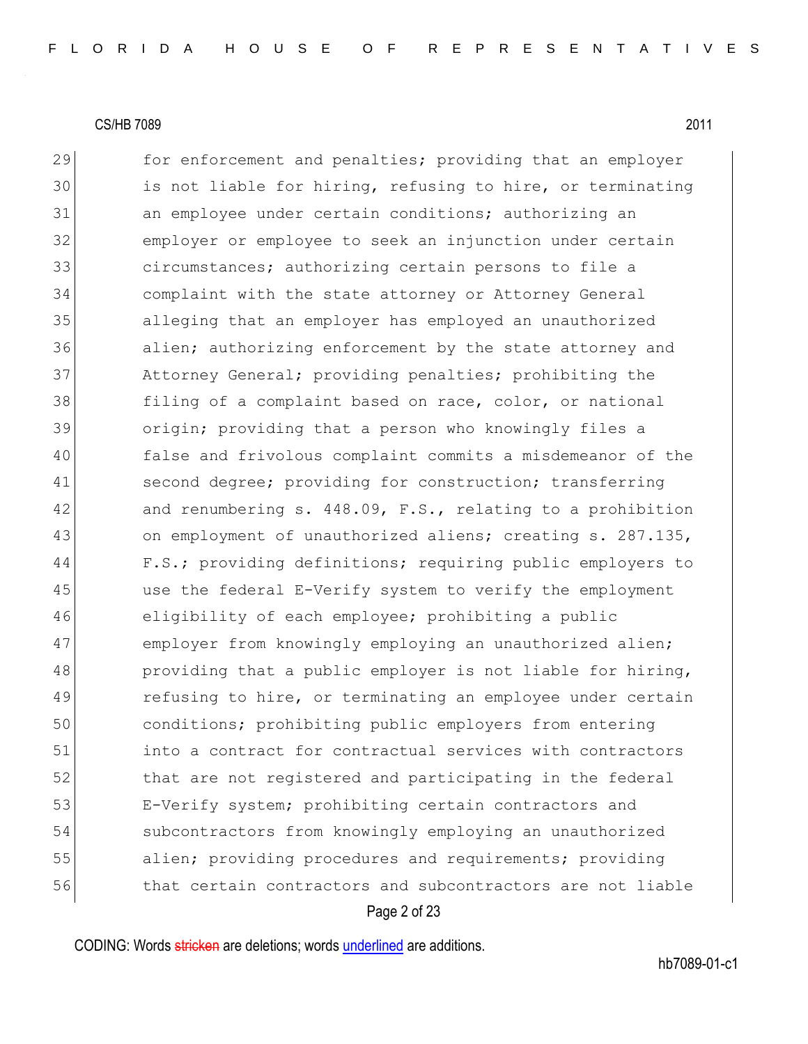29 for enforcement and penalties; providing that an employer
30 is not liable for hiring, refusing to hire, or terminating
31 an employee under certain conditions; authorizing an
32 employer or employee to seek an injunction under certain
33 circumstances; authorizing certain persons to file a
34 complaint with the state attorney or Attorney General
35 alleging that an employer has employed an unauthorized
36 alien; authorizing enforcement by the state attorney and
37 Attorney General; providing penalties; prohibiting the
38 filing of a complaint based on race, color, or national
39 origin; providing that a person who knowingly files a
40 false and frivolous complaint commits a misdemeanor of the
41 second degree; providing for construction; transferring
42 and renumbering s. 448.09, F.S., relating to a prohibition
43 on employment of unauthorized aliens; creating s. 287.135,
44 F.S.; providing definitions; requiring public employers to
45 use the federal E-Verify system to verify the employment
46 eligibility of each employee; prohibiting a public
47 employer from knowingly employing an unauthorized alien;
48 providing that a public employer is not liable for hiring,
49 refusing to hire, or terminating an employee under certain
50 conditions; prohibiting public employers from entering
51 into a contract for contractual services with contractors
52 that are not registered and participating in the federal
53 E-Verify system; prohibiting certain contractors and
54 subcontractors from knowingly employing an unauthorized
55 alien; providing procedures and requirements; providing
56 that certain contractors and subcontractors are not liable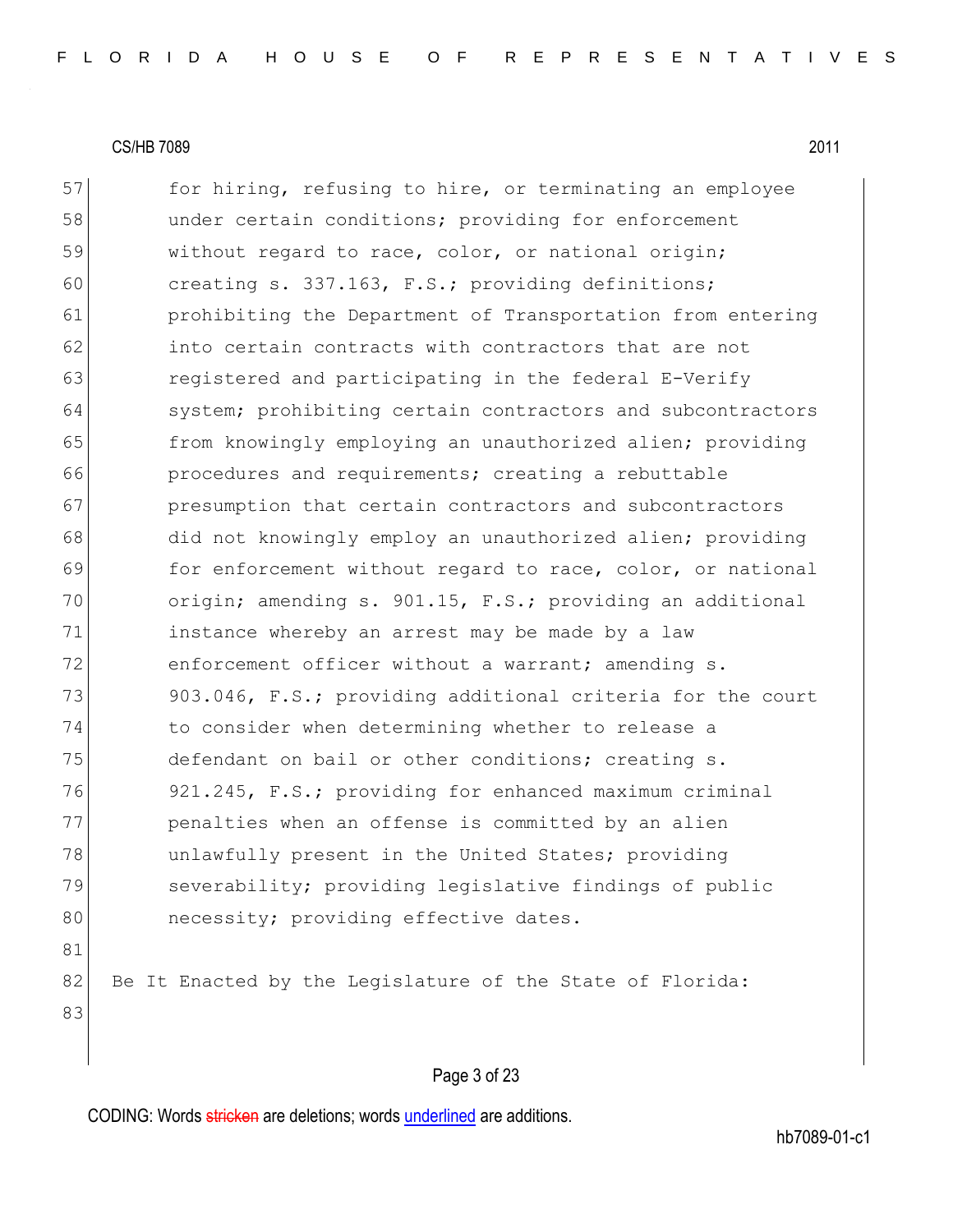for hiring, refusing to hire, or terminating an employee under certain conditions; providing for enforcement without regard to race, color, or national origin; creating s. 337.163, F.S.; providing definitions; prohibiting the Department of Transportation from entering into certain contracts with contractors that are not registered and participating in the federal E-Verify system; prohibiting certain contractors and subcontractors from knowingly employing an unauthorized alien; providing procedures and requirements; creating a rebuttable presumption that certain contractors and subcontractors did not knowingly employ an unauthorized alien; providing for enforcement without regard to race, color, or national origin; amending s. 901.15, F.S.; providing an additional instance whereby an arrest may be made by a law enforcement officer without a warrant; amending s. 903.046, F.S.; providing additional criteria for the court to consider when determining whether to release a defendant on bail or other conditions; creating s. 921.245, F.S.; providing for enhanced maximum criminal penalties when an offense is committed by an alien unlawfully present in the United States; providing severability; providing legislative findings of public necessity; providing effective dates.

Be It Enacted by the Legislature of the State of Florida: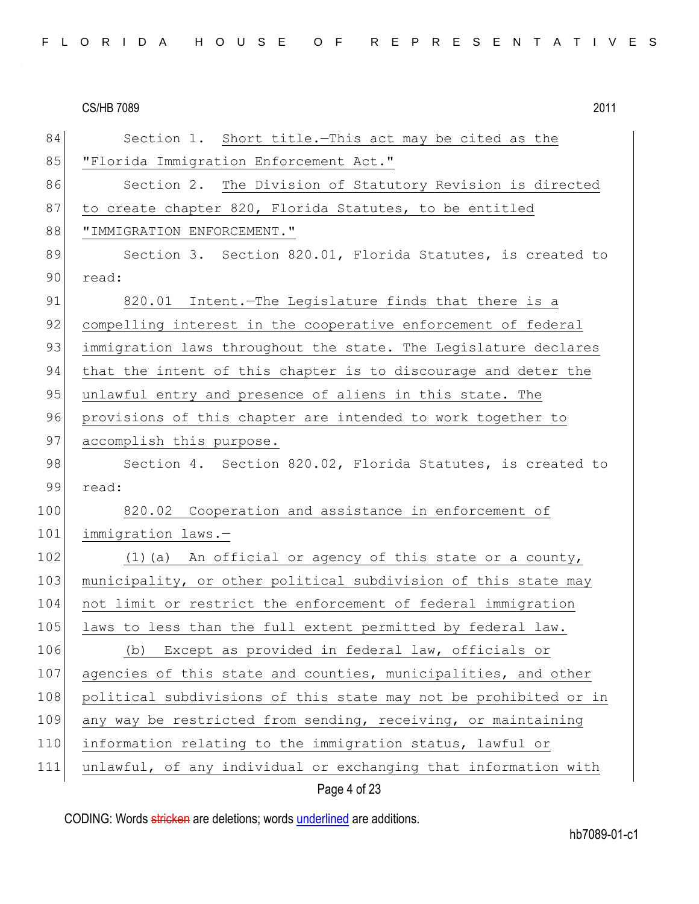Section 1. Short title.—This act may be cited as the "Florida Immigration Enforcement Act."

Section 2. The Division of Statutory Revision is directed to create chapter 820, Florida Statutes, to be entitled "IMMIGRATION ENFORCEMENT."

Section 3. Section 820.01, Florida Statutes, is created to read:

820.01 Intent.—The Legislature finds that there is a compelling interest in the cooperative enforcement of federal immigration laws throughout the state. The Legislature declares that the intent of this chapter is to discourage and deter the unlawful entry and presence of aliens in this state. The provisions of this chapter are intended to work together to accomplish this purpose.

Section 4. Section 820.02, Florida Statutes, is created to read:

820.02 Cooperation and assistance in enforcement of immigration laws.—

(1)(a) An official or agency of this state or a county, municipality, or other political subdivision of this state may not limit or restrict the enforcement of federal immigration laws to less than the full extent permitted by federal law.

(b) Except as provided in federal law, officials or agencies of this state and counties, municipalities, and other political subdivisions of this state may not be prohibited or in any way be restricted from sending, receiving, or maintaining information relating to the immigration status, lawful or unlawful, of any individual or exchanging that information with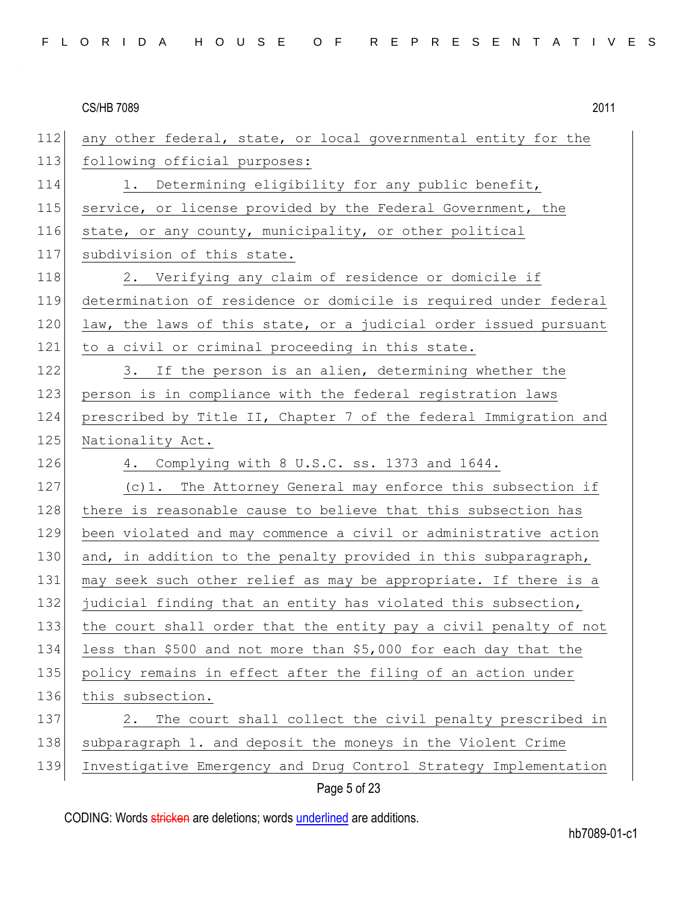any other federal, state, or local governmental entity for the following official purposes:

1. Determining eligibility for any public benefit, service, or license provided by the Federal Government, the state, or any county, municipality, or other political subdivision of this state.

2. Verifying any claim of residence or domicile if determination of residence or domicile is required under federal law, the laws of this state, or a judicial order issued pursuant to a civil or criminal proceeding in this state.

3. If the person is an alien, determining whether the person is in compliance with the federal registration laws prescribed by Title II, Chapter 7 of the federal Immigration and Nationality Act.

4. Complying with 8 U.S.C. ss. 1373 and 1644.

(c)1. The Attorney General may enforce this subsection if there is reasonable cause to believe that this subsection has been violated and may commence a civil or administrative action and, in addition to the penalty provided in this subparagraph, may seek such other relief as may be appropriate. If there is a judicial finding that an entity has violated this subsection, the court shall order that the entity pay a civil penalty of not less than $500 and not more than $5,000 for each day that the policy remains in effect after the filing of an action under this subsection.

2. The court shall collect the civil penalty prescribed in subparagraph 1. and deposit the moneys in the Violent Crime Investigative Emergency and Drug Control Strategy Implementation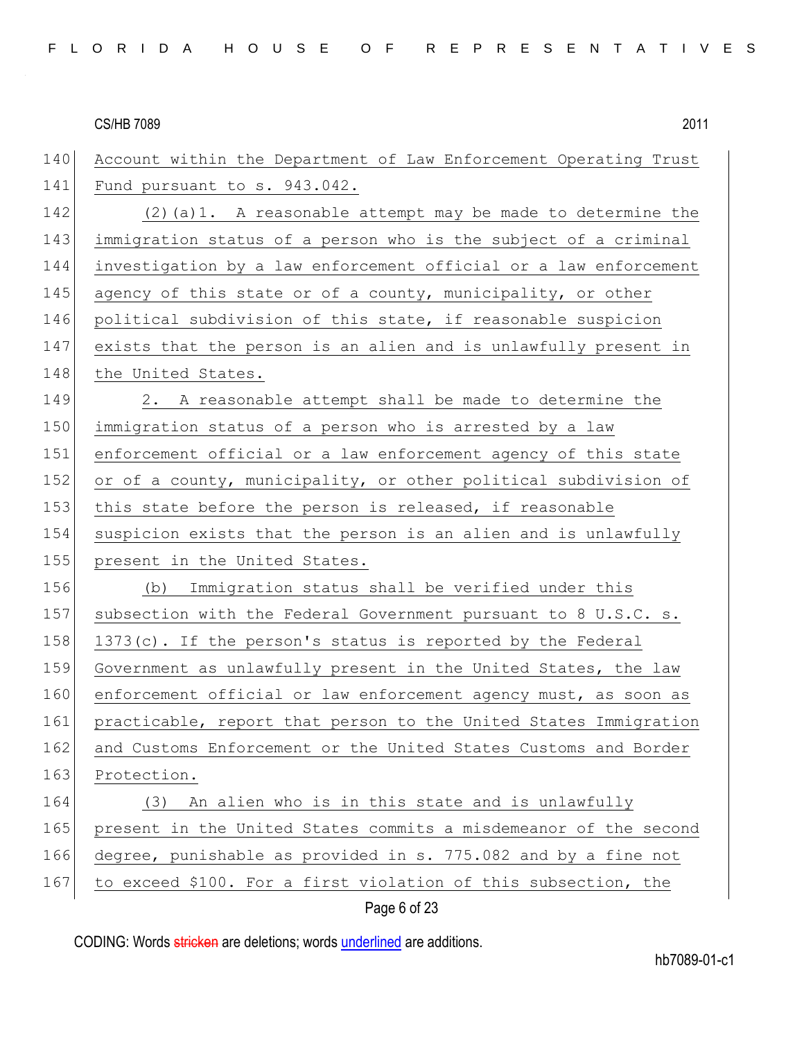Account within the Department of Law Enforcement Operating Trust Fund pursuant to s. 943.042.

(2)(a)1. A reasonable attempt may be made to determine the immigration status of a person who is the subject of a criminal investigation by a law enforcement official or a law enforcement agency of this state or of a county, municipality, or other political subdivision of this state, if reasonable suspicion exists that the person is an alien and is unlawfully present in the United States.

2. A reasonable attempt shall be made to determine the immigration status of a person who is arrested by a law enforcement official or a law enforcement agency of this state or of a county, municipality, or other political subdivision of this state before the person is released, if reasonable suspicion exists that the person is an alien and is unlawfully present in the United States.

(b) Immigration status shall be verified under this subsection with the Federal Government pursuant to 8 U.S.C. s. 1373(c). If the person's status is reported by the Federal Government as unlawfully present in the United States, the law enforcement official or law enforcement agency must, as soon as practicable, report that person to the United States Immigration and Customs Enforcement or the United States Customs and Border Protection.

(3) An alien who is in this state and is unlawfully present in the United States commits a misdemeanor of the second degree, punishable as provided in s. 775.082 and by a fine not to exceed $100. For a first violation of this subsection, the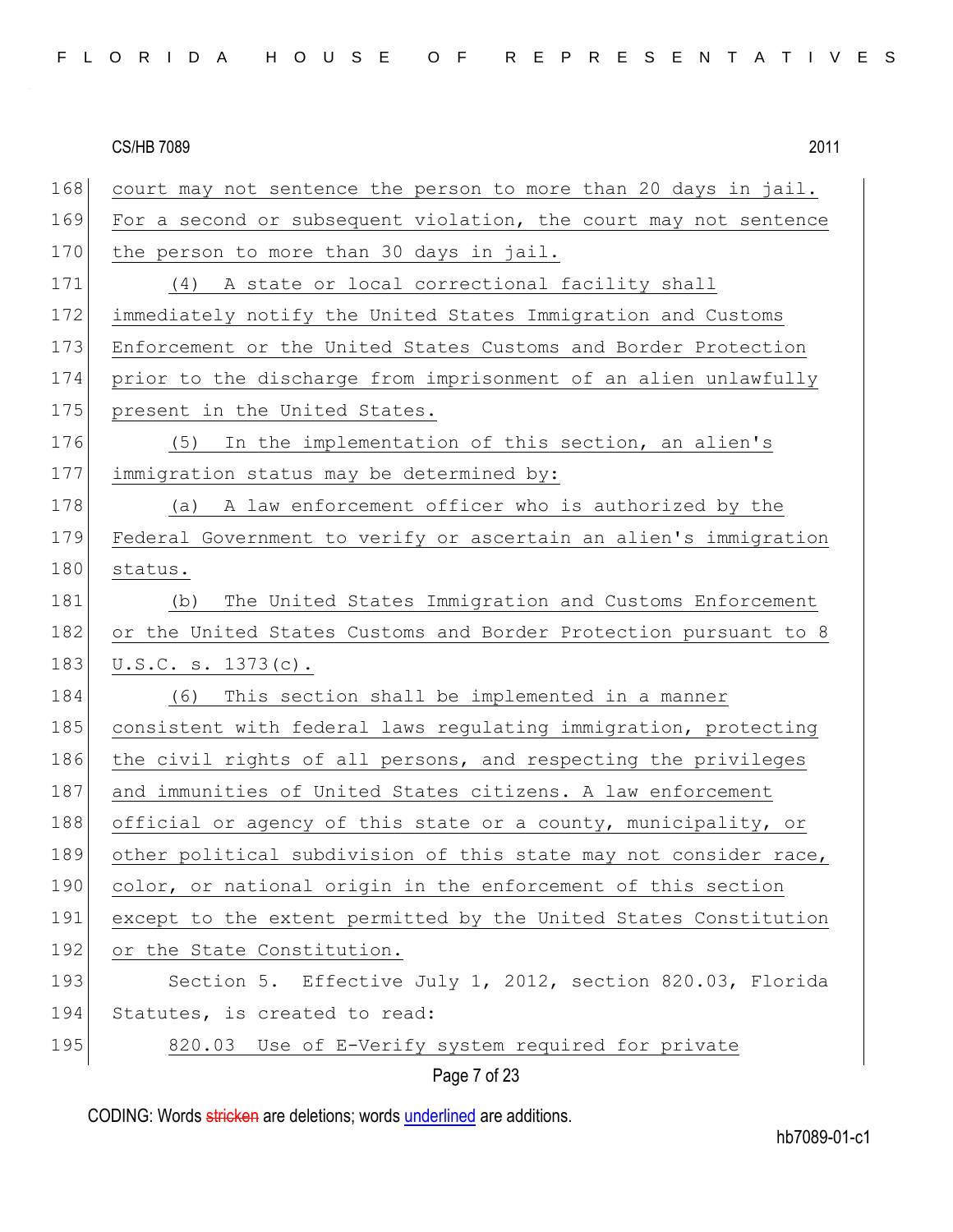court may not sentence the person to more than 20 days in jail. For a second or subsequent violation, the court may not sentence the person to more than 30 days in jail.

(4) A state or local correctional facility shall immediately notify the United States Immigration and Customs Enforcement or the United States Customs and Border Protection prior to the discharge from imprisonment of an alien unlawfully present in the United States.

(5) In the implementation of this section, an alien's immigration status may be determined by:

(a) A law enforcement officer who is authorized by the Federal Government to verify or ascertain an alien's immigration status.

(b) The United States Immigration and Customs Enforcement or the United States Customs and Border Protection pursuant to 8 U.S.C. s. 1373(c).

(6) This section shall be implemented in a manner consistent with federal laws regulating immigration, protecting the civil rights of all persons, and respecting the privileges and immunities of United States citizens. A law enforcement official or agency of this state or a county, municipality, or other political subdivision of this state may not consider race, color, or national origin in the enforcement of this section except to the extent permitted by the United States Constitution or the State Constitution.

Section 5. Effective July 1, 2012, section 820.03, Florida Statutes, is created to read:

820.03 Use of E-Verify system required for private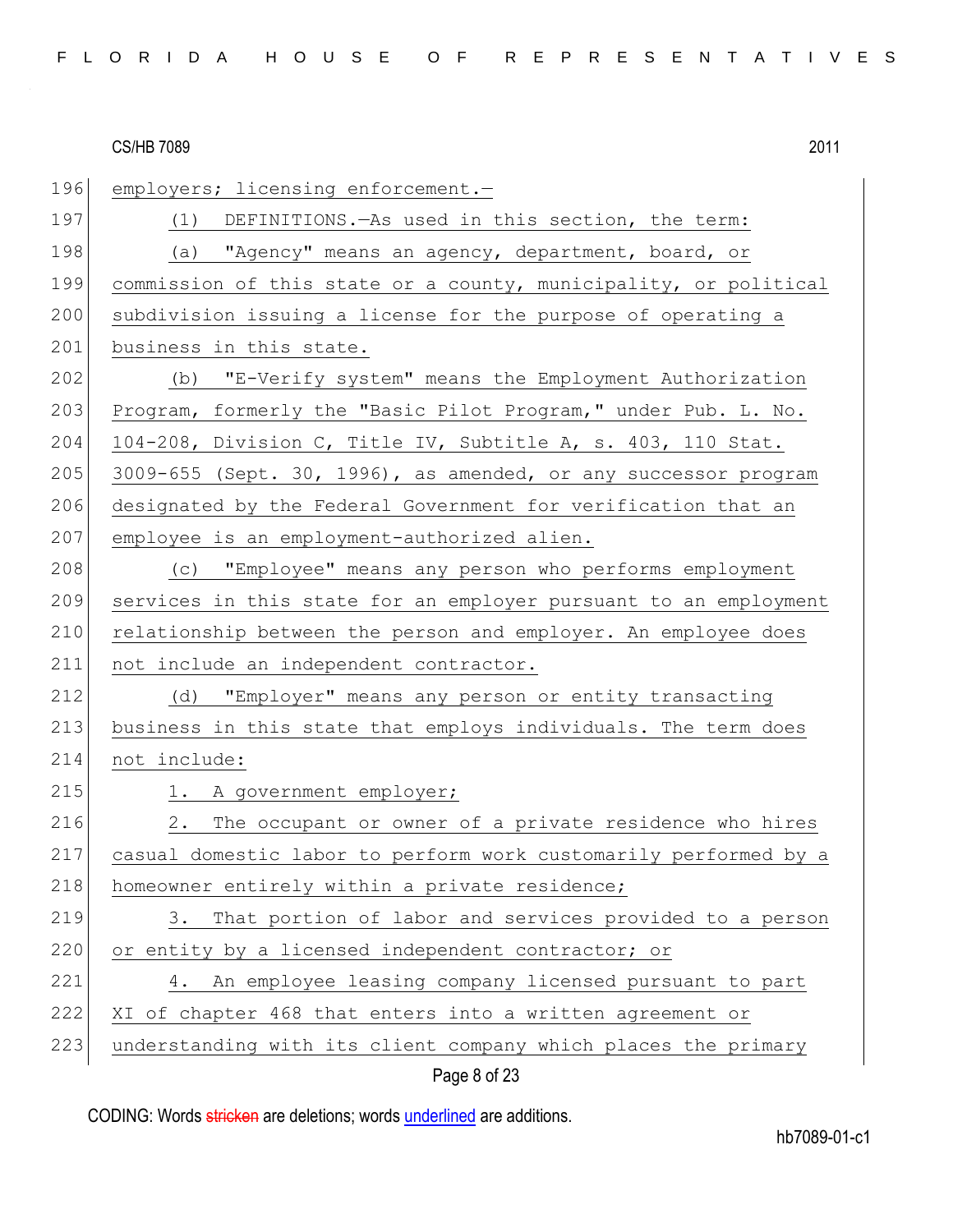employers; licensing enforcement.—

(1) DEFINITIONS.—As used in this section, the term:

(a) "Agency" means an agency, department, board, or commission of this state or a county, municipality, or political subdivision issuing a license for the purpose of operating a business in this state.

(b) "E-Verify system" means the Employment Authorization Program, formerly the "Basic Pilot Program," under Pub. L. No. 104-208, Division C, Title IV, Subtitle A, s. 403, 110 Stat. 3009-655 (Sept. 30, 1996), as amended, or any successor program designated by the Federal Government for verification that an employee is an employment-authorized alien.

(c) "Employee" means any person who performs employment services in this state for an employer pursuant to an employment relationship between the person and employer. An employee does not include an independent contractor.

(d) "Employer" means any person or entity transacting business in this state that employs individuals. The term does not include:

1. A government employer;

2. The occupant or owner of a private residence who hires casual domestic labor to perform work customarily performed by a homeowner entirely within a private residence;

3. That portion of labor and services provided to a person or entity by a licensed independent contractor; or

4. An employee leasing company licensed pursuant to part XI of chapter 468 that enters into a written agreement or understanding with its client company which places the primary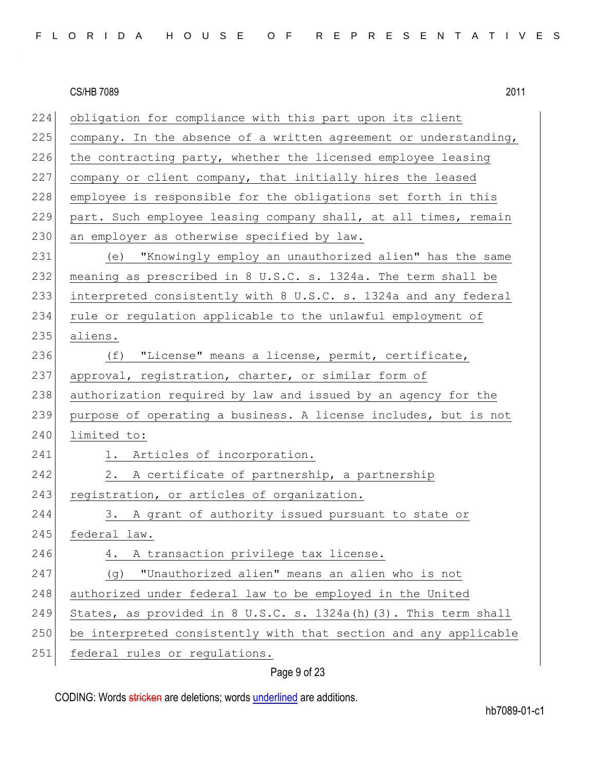obligation for compliance with this part upon its client company. In the absence of a written agreement or understanding, the contracting party, whether the licensed employee leasing company or client company, that initially hires the leased employee is responsible for the obligations set forth in this part. Such employee leasing company shall, at all times, remain an employer as otherwise specified by law.

(e) "Knowingly employ an unauthorized alien" has the same meaning as prescribed in 8 U.S.C. s. 1324a. The term shall be interpreted consistently with 8 U.S.C. s. 1324a and any federal rule or regulation applicable to the unlawful employment of aliens.

(f) "License" means a license, permit, certificate, approval, registration, charter, or similar form of authorization required by law and issued by an agency for the purpose of operating a business. A license includes, but is not limited to:

1. Articles of incorporation.
2. A certificate of partnership, a partnership registration, or articles of organization.
3. A grant of authority issued pursuant to state or federal law.
4. A transaction privilege tax license.

(g) "Unauthorized alien" means an alien who is not authorized under federal law to be employed in the United States, as provided in 8 U.S.C. s. 1324a(h)(3). This term shall be interpreted consistently with that section and any applicable federal rules or regulations.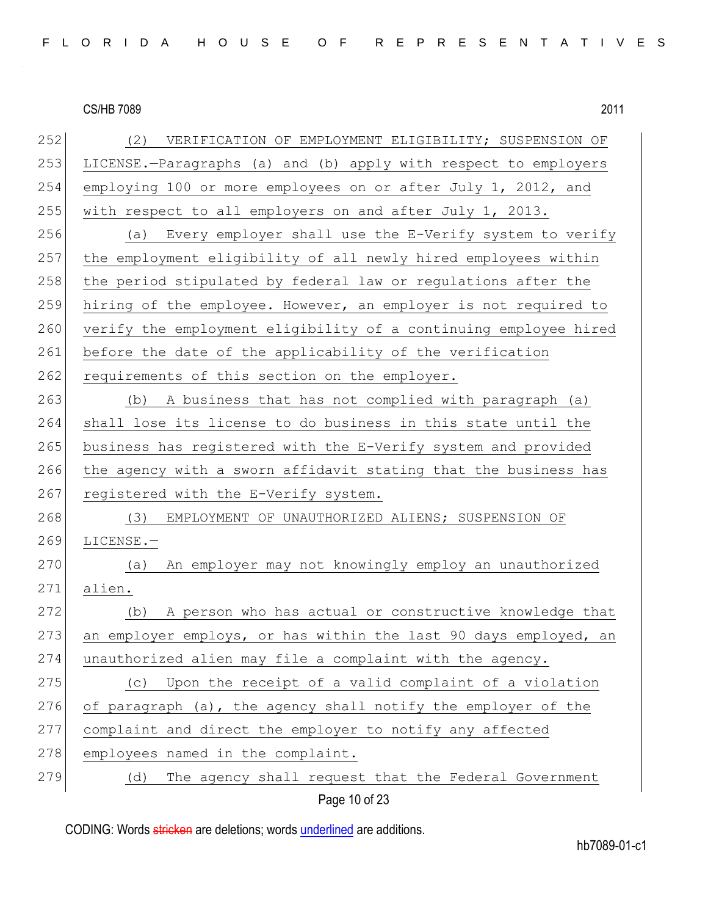(2) VERIFICATION OF EMPLOYMENT ELIGIBILITY; SUSPENSION OF LICENSE.—Paragraphs (a) and (b) apply with respect to employers employing 100 or more employees on or after July 1, 2012, and with respect to all employers on and after July 1, 2013.

(a) Every employer shall use the E-Verify system to verify the employment eligibility of all newly hired employees within the period stipulated by federal law or regulations after the hiring of the employee. However, an employer is not required to verify the employment eligibility of a continuing employee hired before the date of the applicability of the verification requirements of this section on the employer.

(b) A business that has not complied with paragraph (a) shall lose its license to do business in this state until the business has registered with the E-Verify system and provided the agency with a sworn affidavit stating that the business has registered with the E-Verify system.

(3) EMPLOYMENT OF UNAUTHORIZED ALIENS; SUSPENSION OF LICENSE.—

(a) An employer may not knowingly employ an unauthorized alien.

(b) A person who has actual or constructive knowledge that an employer employs, or has within the last 90 days employed, an unauthorized alien may file a complaint with the agency.

(c) Upon the receipt of a valid complaint of a violation of paragraph (a), the agency shall notify the employer of the complaint and direct the employer to notify any affected employees named in the complaint.

(d) The agency shall request that the Federal Government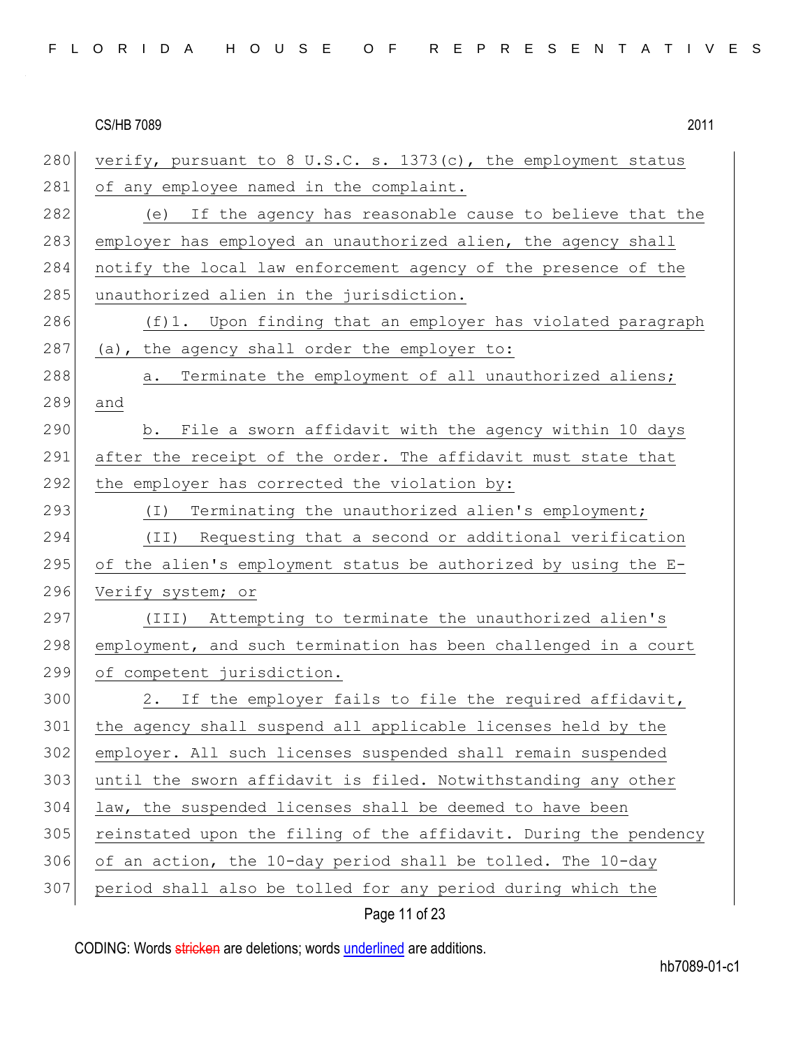verify, pursuant to 8 U.S.C. s. 1373(c), the employment status of any employee named in the complaint.

(e) If the agency has reasonable cause to believe that the employer has employed an unauthorized alien, the agency shall notify the local law enforcement agency of the presence of the unauthorized alien in the jurisdiction.

(f)1. Upon finding that an employer has violated paragraph (a), the agency shall order the employer to:

a. Terminate the employment of all unauthorized aliens; and

b. File a sworn affidavit with the agency within 10 days after the receipt of the order. The affidavit must state that the employer has corrected the violation by:

(I) Terminating the unauthorized alien's employment;

(II) Requesting that a second or additional verification of the alien's employment status be authorized by using the E-Verify system; or

(III) Attempting to terminate the unauthorized alien's employment, and such termination has been challenged in a court of competent jurisdiction.

2. If the employer fails to file the required affidavit, the agency shall suspend all applicable licenses held by the employer. All such licenses suspended shall remain suspended until the sworn affidavit is filed. Notwithstanding any other law, the suspended licenses shall be deemed to have been reinstated upon the filing of the affidavit. During the pendency of an action, the 10-day period shall be tolled. The 10-day period shall also be tolled for any period during which the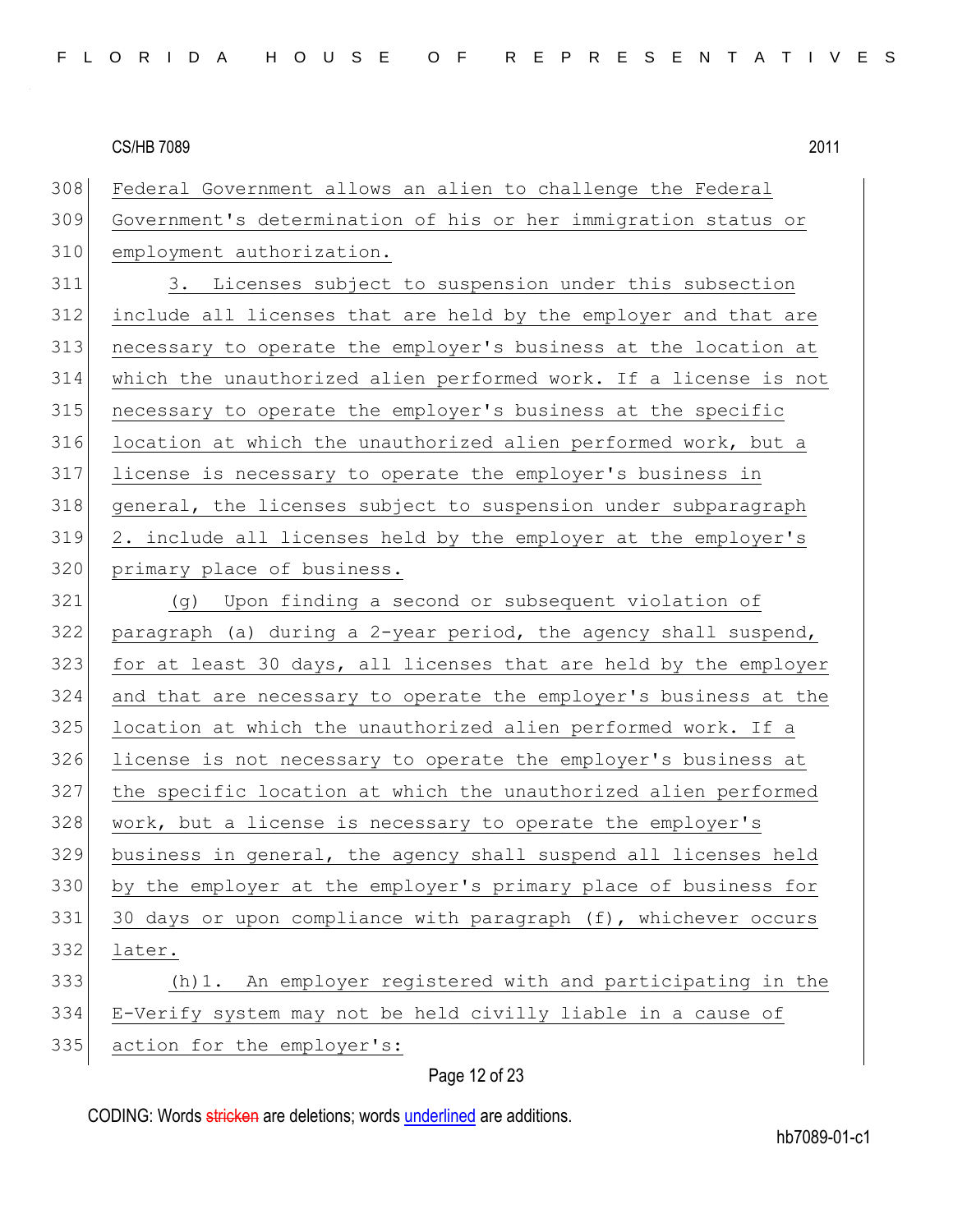Federal Government allows an alien to challenge the Federal Government's determination of his or her immigration status or employment authorization.

3. Licenses subject to suspension under this subsection include all licenses that are held by the employer and that are necessary to operate the employer's business at the location at which the unauthorized alien performed work. If a license is not necessary to operate the employer's business at the specific location at which the unauthorized alien performed work, but a license is necessary to operate the employer's business in general, the licenses subject to suspension under subparagraph 2. include all licenses held by the employer at the employer's primary place of business.

(g) Upon finding a second or subsequent violation of paragraph (a) during a 2-year period, the agency shall suspend, for at least 30 days, all licenses that are held by the employer and that are necessary to operate the employer's business at the location at which the unauthorized alien performed work. If a license is not necessary to operate the employer's business at the specific location at which the unauthorized alien performed work, but a license is necessary to operate the employer's business in general, the agency shall suspend all licenses held by the employer at the employer's primary place of business for 30 days or upon compliance with paragraph (f), whichever occurs later.

(h)1. An employer registered with and participating in the E-Verify system may not be held civilly liable in a cause of action for the employer's: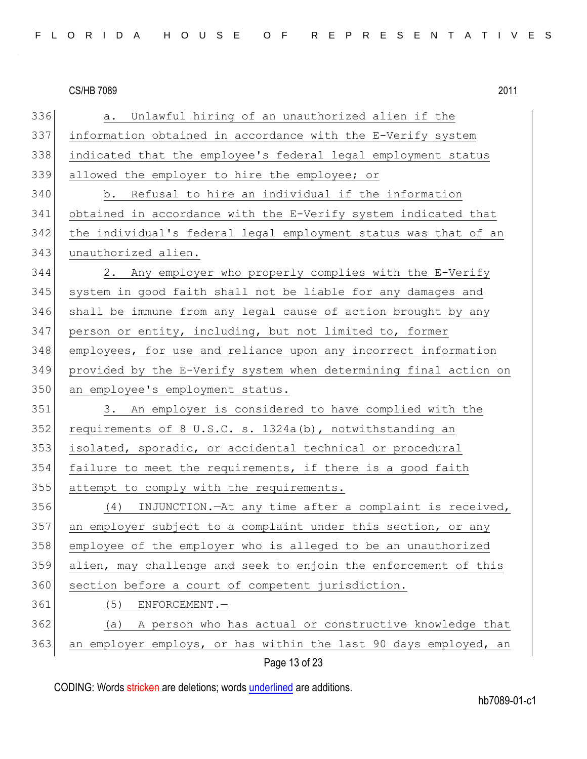a. Unlawful hiring of an unauthorized alien if the information obtained in accordance with the E-Verify system indicated that the employee's federal legal employment status allowed the employer to hire the employee; or

b. Refusal to hire an individual if the information obtained in accordance with the E-Verify system indicated that the individual's federal legal employment status was that of an unauthorized alien.

2. Any employer who properly complies with the E-Verify system in good faith shall not be liable for any damages and shall be immune from any legal cause of action brought by any person or entity, including, but not limited to, former employees, for use and reliance upon any incorrect information provided by the E-Verify system when determining final action on an employee's employment status.

3. An employer is considered to have complied with the requirements of 8 U.S.C. s. 1324a(b), notwithstanding an isolated, sporadic, or accidental technical or procedural failure to meet the requirements, if there is a good faith attempt to comply with the requirements.

(4) INJUNCTION.—At any time after a complaint is received, an employer subject to a complaint under this section, or any employee of the employer who is alleged to be an unauthorized alien, may challenge and seek to enjoin the enforcement of this section before a court of competent jurisdiction.

(5) ENFORCEMENT.—

(a) A person who has actual or constructive knowledge that an employer employs, or has within the last 90 days employed, an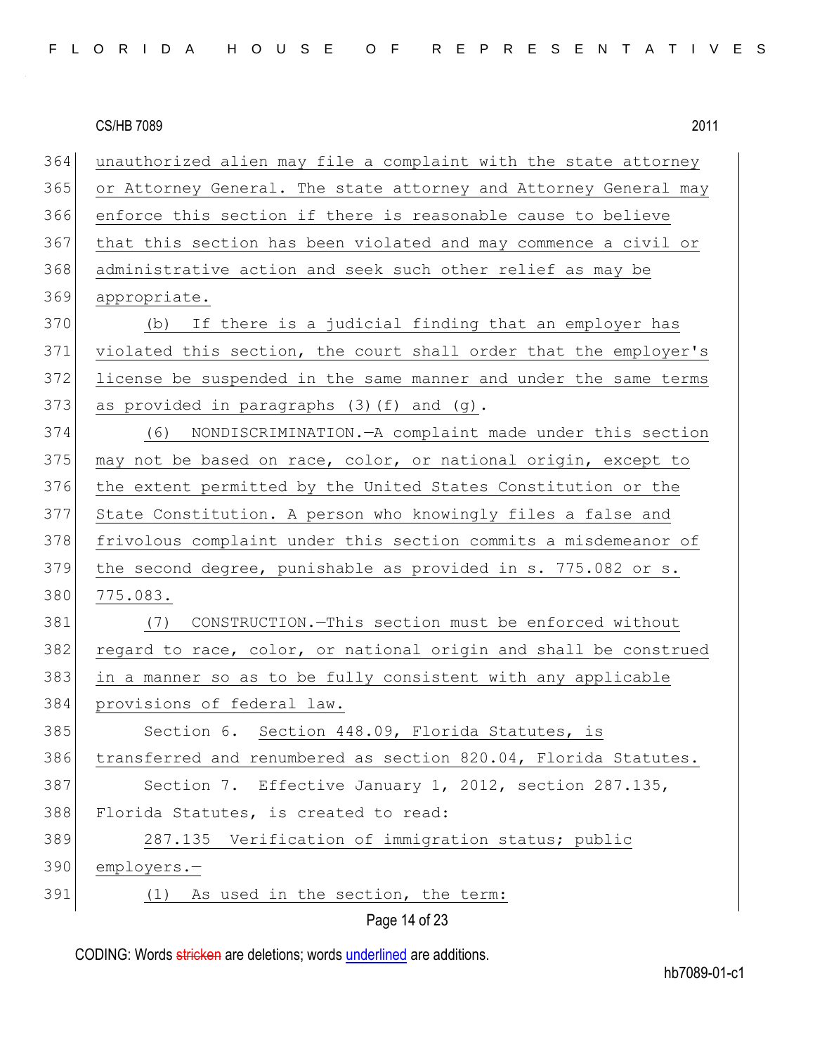unauthorized alien may file a complaint with the state attorney or Attorney General. The state attorney and Attorney General may enforce this section if there is reasonable cause to believe that this section has been violated and may commence a civil or administrative action and seek such other relief as may be appropriate.

(b) If there is a judicial finding that an employer has violated this section, the court shall order that the employer's license be suspended in the same manner and under the same terms as provided in paragraphs (3)(f) and (g).

(6) NONDISCRIMINATION.—A complaint made under this section may not be based on race, color, or national origin, except to the extent permitted by the United States Constitution or the State Constitution. A person who knowingly files a false and frivolous complaint under this section commits a misdemeanor of the second degree, punishable as provided in s. 775.082 or s. 775.083.

(7) CONSTRUCTION.—This section must be enforced without regard to race, color, or national origin and shall be construed in a manner so as to be fully consistent with any applicable provisions of federal law.

Section 6. Section 448.09, Florida Statutes, is transferred and renumbered as section 820.04, Florida Statutes.

Section 7. Effective January 1, 2012, section 287.135, Florida Statutes, is created to read:

287.135 Verification of immigration status; public employers.—

(1) As used in the section, the term: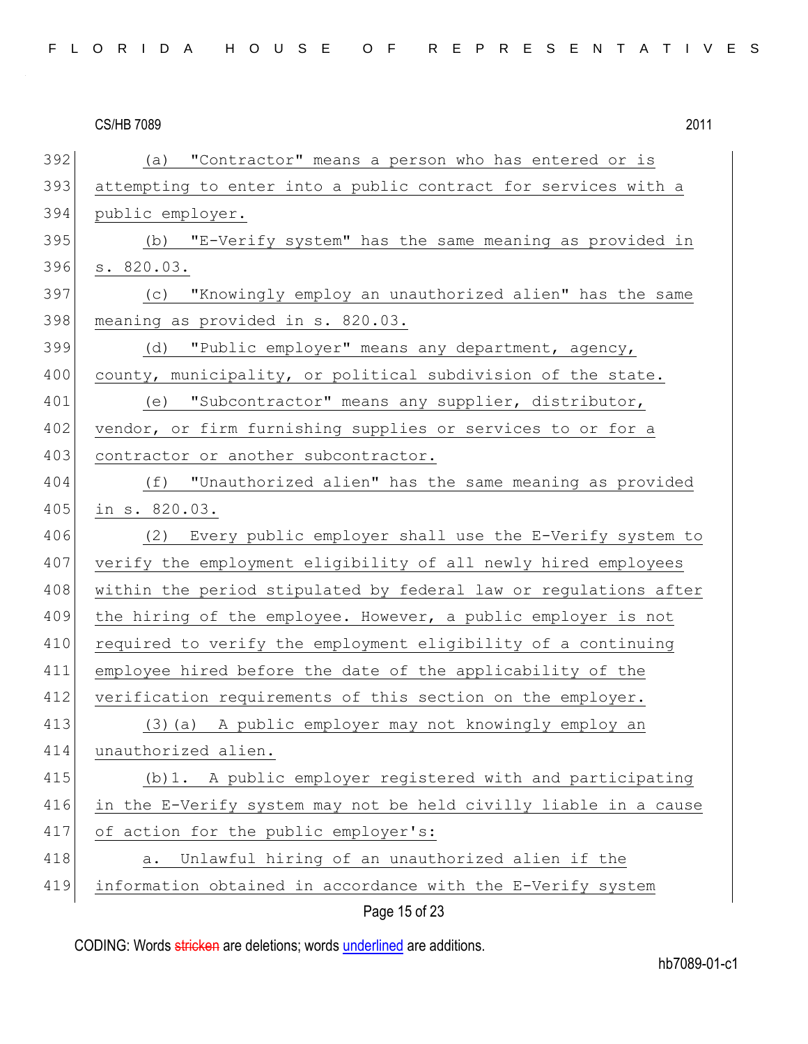(a) "Contractor" means a person who has entered or is attempting to enter into a public contract for services with a public employer.

(b) "E-Verify system" has the same meaning as provided in s. 820.03.

(c) "Knowingly employ an unauthorized alien" has the same meaning as provided in s. 820.03.

(d) "Public employer" means any department, agency, county, municipality, or political subdivision of the state.

(e) "Subcontractor" means any supplier, distributor, vendor, or firm furnishing supplies or services to or for a contractor or another subcontractor.

(f) "Unauthorized alien" has the same meaning as provided in s. 820.03.

(2) Every public employer shall use the E-Verify system to verify the employment eligibility of all newly hired employees within the period stipulated by federal law or regulations after the hiring of the employee. However, a public employer is not required to verify the employment eligibility of a continuing employee hired before the date of the applicability of the verification requirements of this section on the employer.

(3)(a) A public employer may not knowingly employ an unauthorized alien.

(b)1. A public employer registered with and participating in the E-Verify system may not be held civilly liable in a cause of action for the public employer's:

a. Unlawful hiring of an unauthorized alien if the information obtained in accordance with the E-Verify system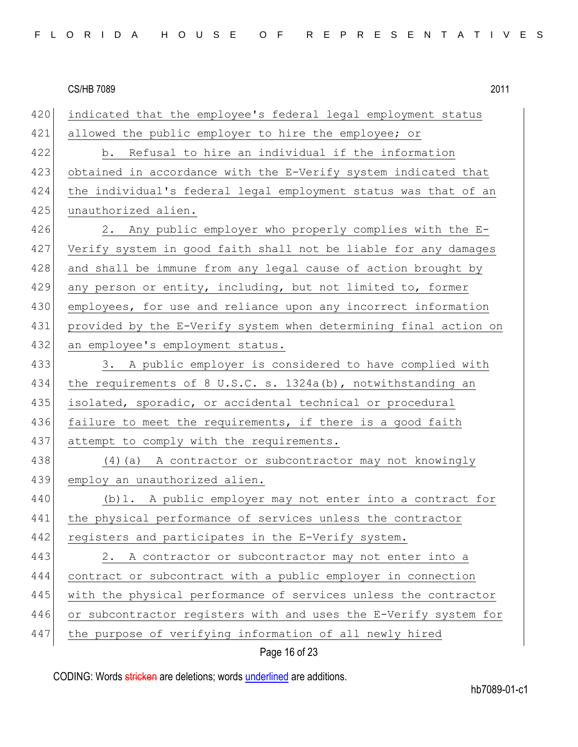indicated that the employee's federal legal employment status allowed the public employer to hire the employee; or

b. Refusal to hire an individual if the information obtained in accordance with the E-Verify system indicated that the individual's federal legal employment status was that of an unauthorized alien.

2. Any public employer who properly complies with the E-Verify system in good faith shall not be liable for any damages and shall be immune from any legal cause of action brought by any person or entity, including, but not limited to, former employees, for use and reliance upon any incorrect information provided by the E-Verify system when determining final action on an employee's employment status.

3. A public employer is considered to have complied with the requirements of 8 U.S.C. s. 1324a(b), notwithstanding an isolated, sporadic, or accidental technical or procedural failure to meet the requirements, if there is a good faith attempt to comply with the requirements.

(4)(a) A contractor or subcontractor may not knowingly employ an unauthorized alien.

(b)1. A public employer may not enter into a contract for the physical performance of services unless the contractor registers and participates in the E-Verify system.

2. A contractor or subcontractor may not enter into a contract or subcontract with a public employer in connection with the physical performance of services unless the contractor or subcontractor registers with and uses the E-Verify system for the purpose of verifying information of all newly hired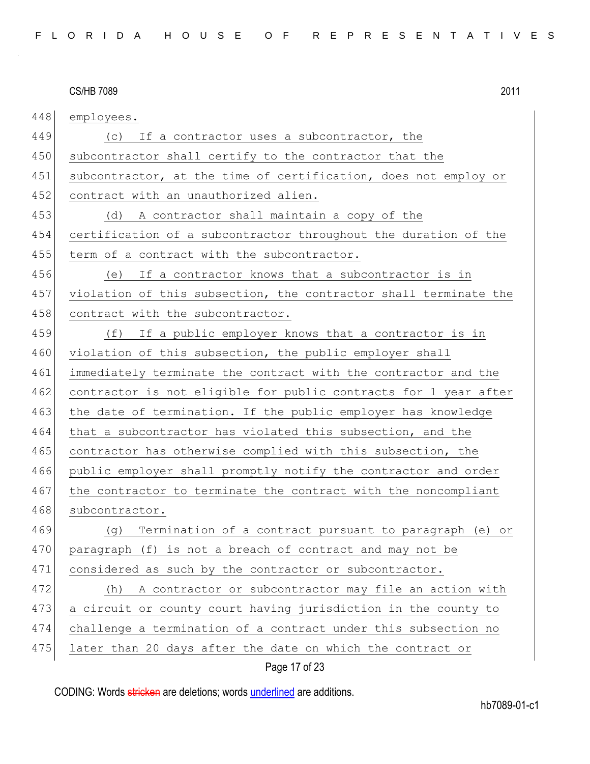employees.

(c) If a contractor uses a subcontractor, the subcontractor shall certify to the contractor that the subcontractor, at the time of certification, does not employ or contract with an unauthorized alien.

(d) A contractor shall maintain a copy of the certification of a subcontractor throughout the duration of the term of a contract with the subcontractor.

(e) If a contractor knows that a subcontractor is in violation of this subsection, the contractor shall terminate the contract with the subcontractor.

(f) If a public employer knows that a contractor is in violation of this subsection, the public employer shall immediately terminate the contract with the contractor and the contractor is not eligible for public contracts for 1 year after the date of termination. If the public employer has knowledge that a subcontractor has violated this subsection, and the contractor has otherwise complied with this subsection, the public employer shall promptly notify the contractor and order the contractor to terminate the contract with the noncompliant subcontractor.

(g) Termination of a contract pursuant to paragraph (e) or paragraph (f) is not a breach of contract and may not be considered as such by the contractor or subcontractor.

(h) A contractor or subcontractor may file an action with a circuit or county court having jurisdiction in the county to challenge a termination of a contract under this subsection no later than 20 days after the date on which the contract or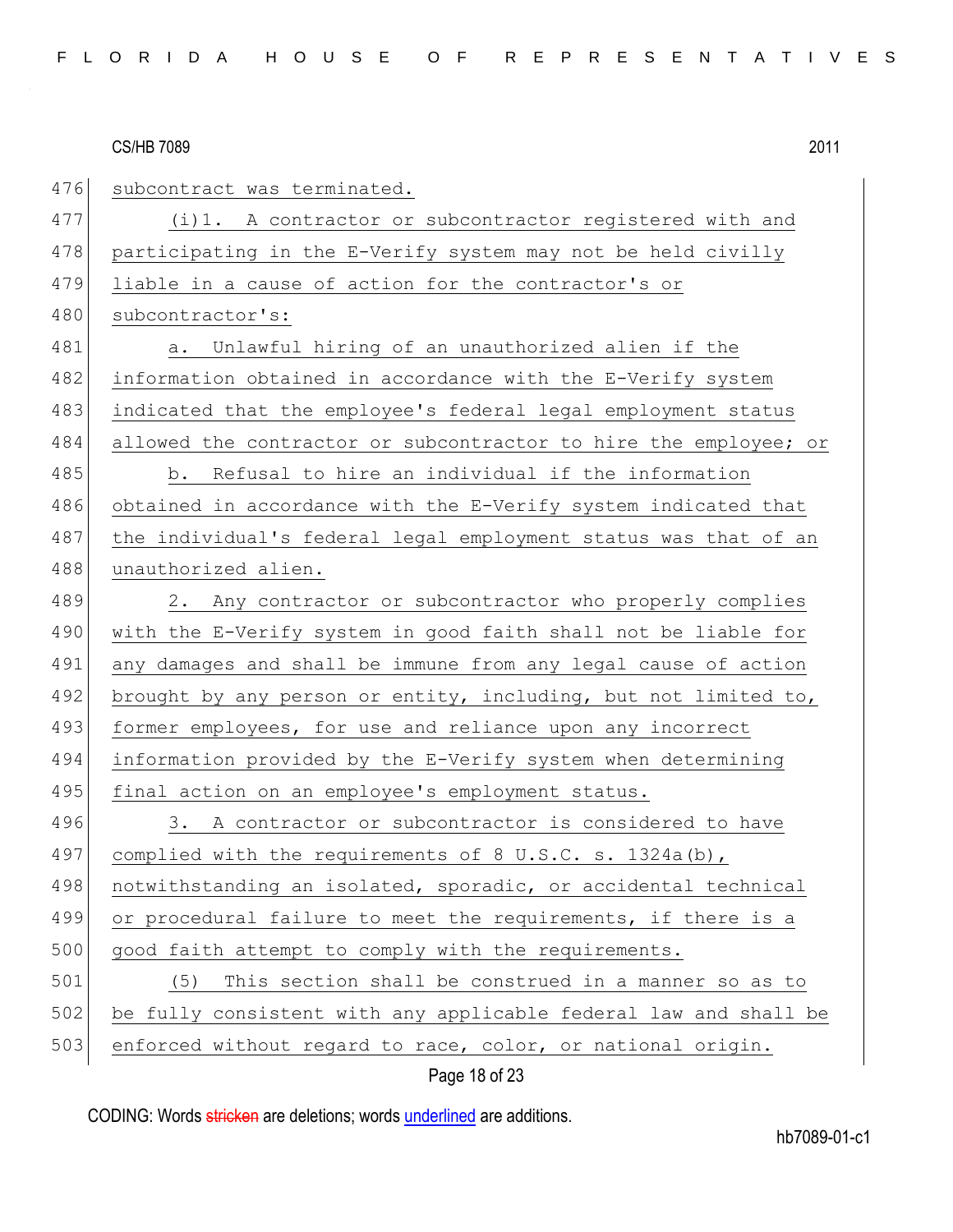subcontract was terminated.

(i)1. A contractor or subcontractor registered with and participating in the E-Verify system may not be held civilly liable in a cause of action for the contractor's or subcontractor's:

a. Unlawful hiring of an unauthorized alien if the information obtained in accordance with the E-Verify system indicated that the employee's federal legal employment status allowed the contractor or subcontractor to hire the employee; or

b. Refusal to hire an individual if the information obtained in accordance with the E-Verify system indicated that the individual's federal legal employment status was that of an unauthorized alien.

2. Any contractor or subcontractor who properly complies with the E-Verify system in good faith shall not be liable for any damages and shall be immune from any legal cause of action brought by any person or entity, including, but not limited to, former employees, for use and reliance upon any incorrect information provided by the E-Verify system when determining final action on an employee's employment status.

3. A contractor or subcontractor is considered to have complied with the requirements of 8 U.S.C. s. 1324a(b), notwithstanding an isolated, sporadic, or accidental technical or procedural failure to meet the requirements, if there is a good faith attempt to comply with the requirements.

(5) This section shall be construed in a manner so as to be fully consistent with any applicable federal law and shall be enforced without regard to race, color, or national origin.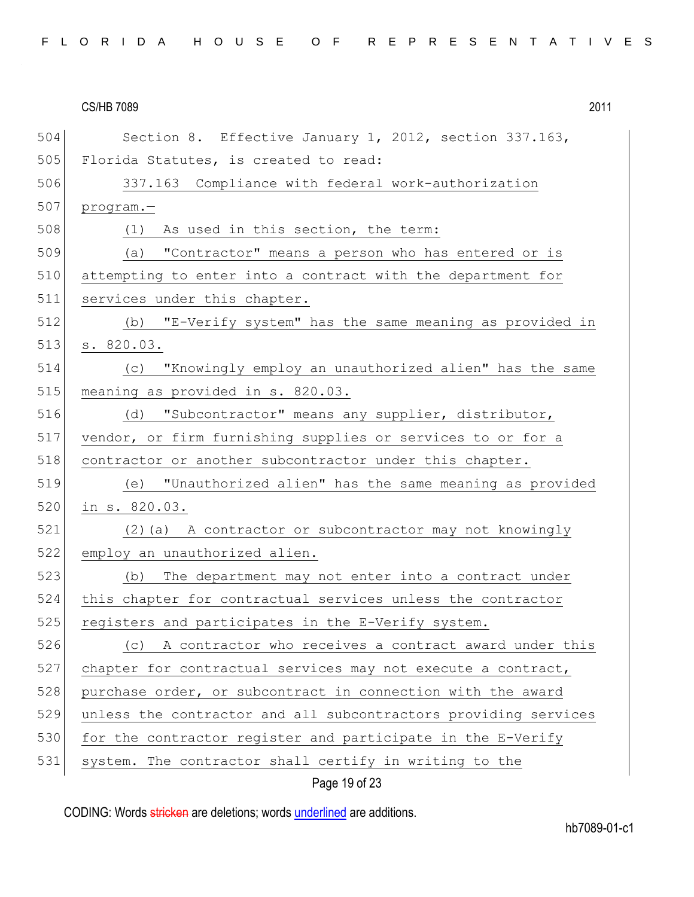Section 8. Effective January 1, 2012, section 337.163, Florida Statutes, is created to read:

337.163 Compliance with federal work-authorization program.—

(1) As used in this section, the term:

(a) "Contractor" means a person who has entered or is attempting to enter into a contract with the department for services under this chapter.

(b) "E-Verify system" has the same meaning as provided in s. 820.03.

(c) "Knowingly employ an unauthorized alien" has the same meaning as provided in s. 820.03.

(d) "Subcontractor" means any supplier, distributor, vendor, or firm furnishing supplies or services to or for a contractor or another subcontractor under this chapter.

(e) "Unauthorized alien" has the same meaning as provided in s. 820.03.

(2)(a) A contractor or subcontractor may not knowingly employ an unauthorized alien.

(b) The department may not enter into a contract under this chapter for contractual services unless the contractor registers and participates in the E-Verify system.

(c) A contractor who receives a contract award under this chapter for contractual services may not execute a contract, purchase order, or subcontract in connection with the award unless the contractor and all subcontractors providing services for the contractor register and participate in the E-Verify system. The contractor shall certify in writing to the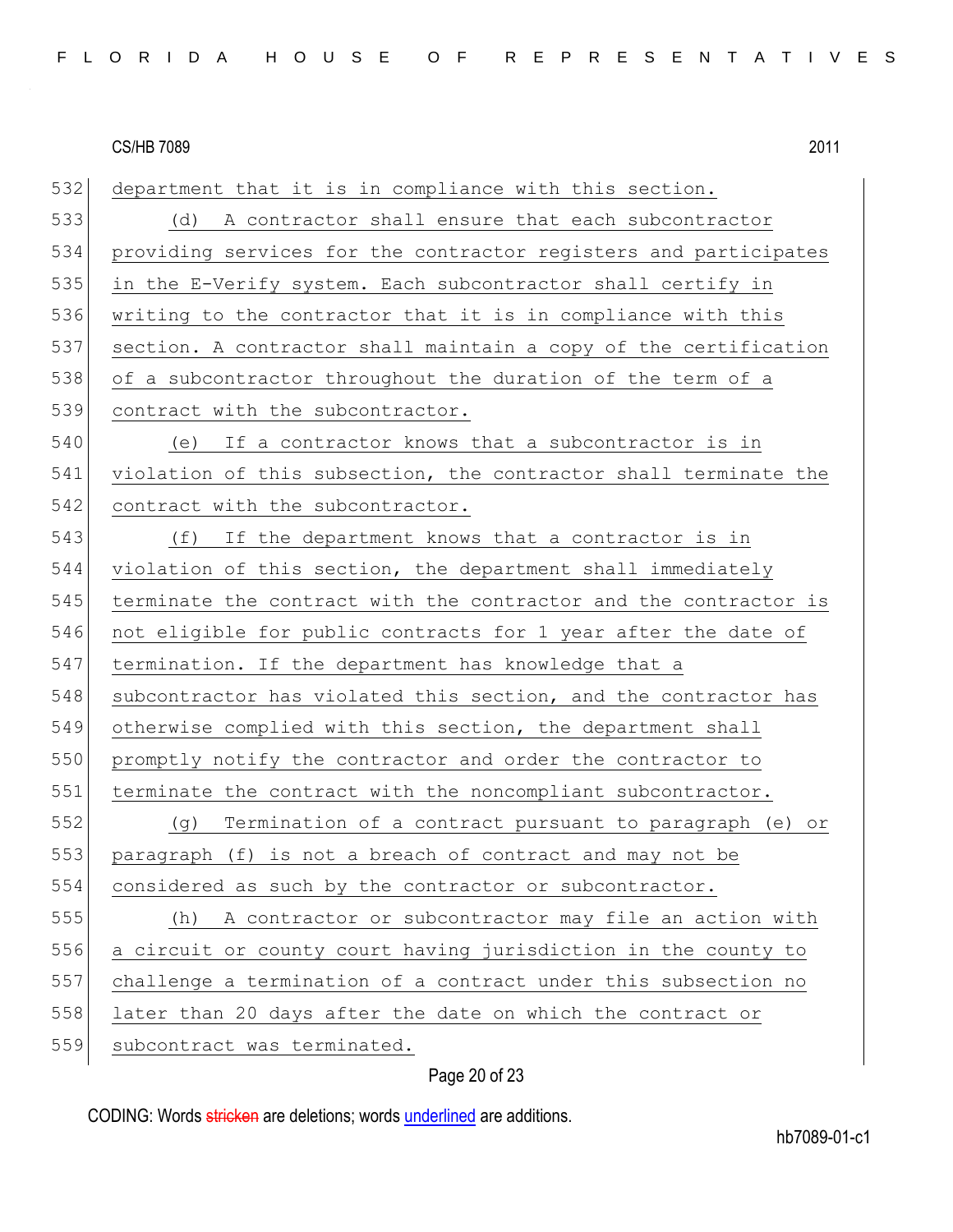department that it is in compliance with this section.

(d) A contractor shall ensure that each subcontractor providing services for the contractor registers and participates in the E-Verify system. Each subcontractor shall certify in writing to the contractor that it is in compliance with this section. A contractor shall maintain a copy of the certification of a subcontractor throughout the duration of the term of a contract with the subcontractor.

(e) If a contractor knows that a subcontractor is in violation of this subsection, the contractor shall terminate the contract with the subcontractor.

(f) If the department knows that a contractor is in violation of this section, the department shall immediately terminate the contract with the contractor and the contractor is not eligible for public contracts for 1 year after the date of termination. If the department has knowledge that a subcontractor has violated this section, and the contractor has otherwise complied with this section, the department shall promptly notify the contractor and order the contractor to terminate the contract with the noncompliant subcontractor.

(g) Termination of a contract pursuant to paragraph (e) or paragraph (f) is not a breach of contract and may not be considered as such by the contractor or subcontractor.

(h) A contractor or subcontractor may file an action with a circuit or county court having jurisdiction in the county to challenge a termination of a contract under this subsection no later than 20 days after the date on which the contract or subcontract was terminated.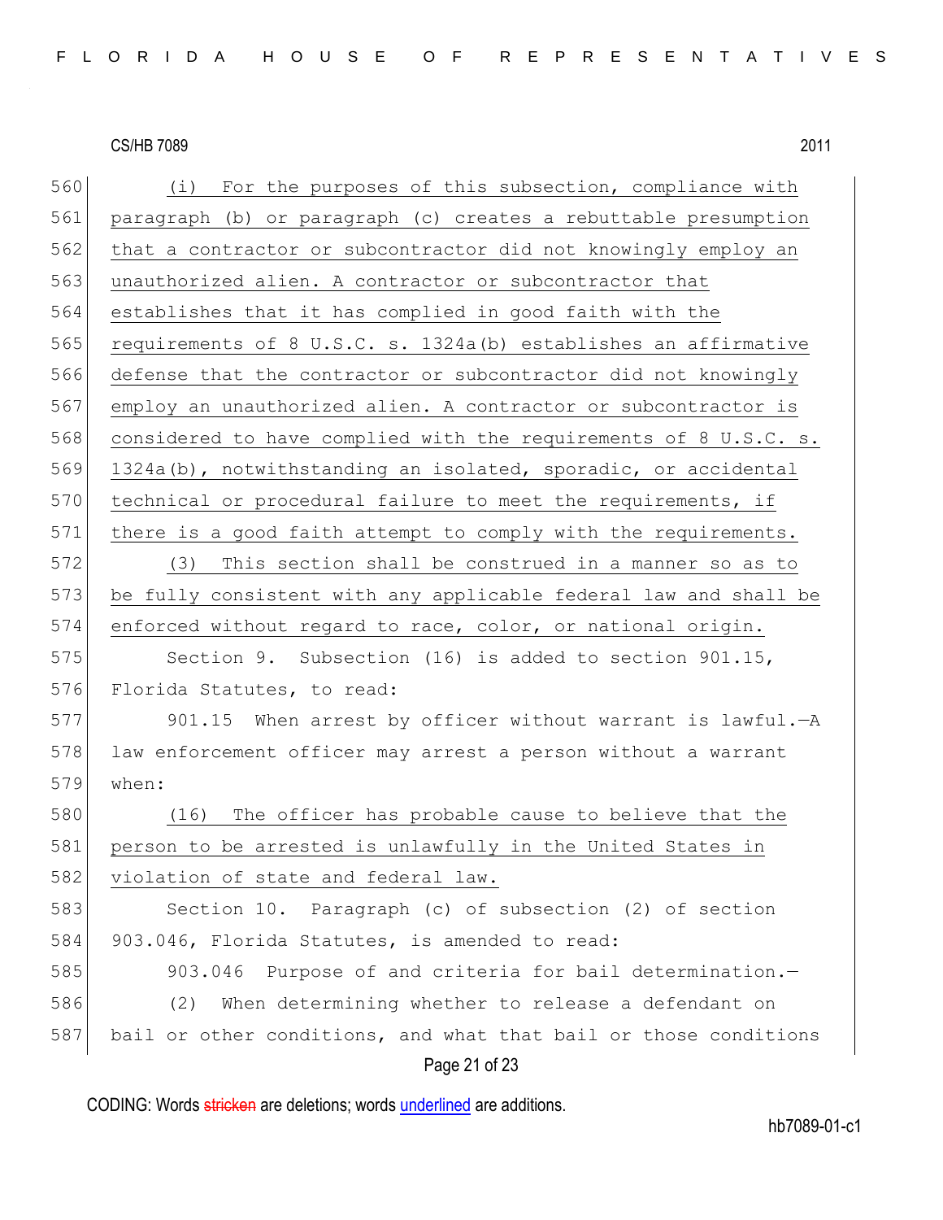(i) For the purposes of this subsection, compliance with paragraph (b) or paragraph (c) creates a rebuttable presumption that a contractor or subcontractor did not knowingly employ an unauthorized alien. A contractor or subcontractor that establishes that it has complied in good faith with the requirements of 8 U.S.C. s. 1324a(b) establishes an affirmative defense that the contractor or subcontractor did not knowingly employ an unauthorized alien. A contractor or subcontractor is considered to have complied with the requirements of 8 U.S.C. s. 1324a(b), notwithstanding an isolated, sporadic, or accidental technical or procedural failure to meet the requirements, if there is a good faith attempt to comply with the requirements.

(3) This section shall be construed in a manner so as to be fully consistent with any applicable federal law and shall be enforced without regard to race, color, or national origin.

Section 9. Subsection (16) is added to section 901.15, Florida Statutes, to read:

901.15 When arrest by officer without warrant is lawful.—A law enforcement officer may arrest a person without a warrant when:

(16) The officer has probable cause to believe that the person to be arrested is unlawfully in the United States in violation of state and federal law.

Section 10. Paragraph (c) of subsection (2) of section 903.046, Florida Statutes, is amended to read:

903.046 Purpose of and criteria for bail determination.—

(2) When determining whether to release a defendant on bail or other conditions, and what that bail or those conditions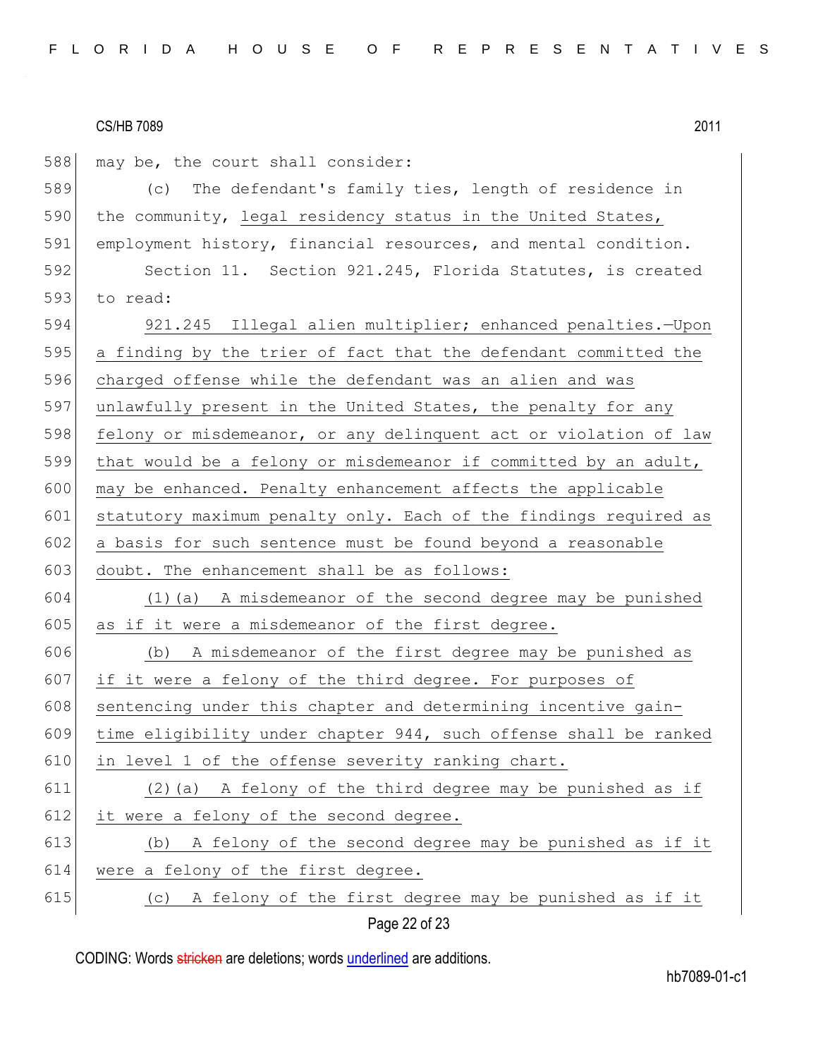may be, the court shall consider:

(c) The defendant's family ties, length of residence in the community, <u>legal residency status in the United States,</u> employment history, financial resources, and mental condition.

Section 11. Section 921.245, Florida Statutes, is created to read:

<u>921.245 Illegal alien multiplier; enhanced penalties.—Upon a finding by the trier of fact that the defendant committed the charged offense while the defendant was an alien and was unlawfully present in the United States, the penalty for any felony or misdemeanor, or any delinquent act or violation of law that would be a felony or misdemeanor if committed by an adult, may be enhanced. Penalty enhancement affects the applicable statutory maximum penalty only. Each of the findings required as a basis for such sentence must be found beyond a reasonable doubt. The enhancement shall be as follows:</u>

<u>(1)(a) A misdemeanor of the second degree may be punished as if it were a misdemeanor of the first degree.</u>

<u>(b) A misdemeanor of the first degree may be punished as if it were a felony of the third degree. For purposes of sentencing under this chapter and determining incentive gain-time eligibility under chapter 944, such offense shall be ranked in level 1 of the offense severity ranking chart.</u>

<u>(2)(a) A felony of the third degree may be punished as if it were a felony of the second degree.</u>

<u>(b) A felony of the second degree may be punished as if it were a felony of the first degree.</u>

<u>(c) A felony of the first degree may be punished as if it</u>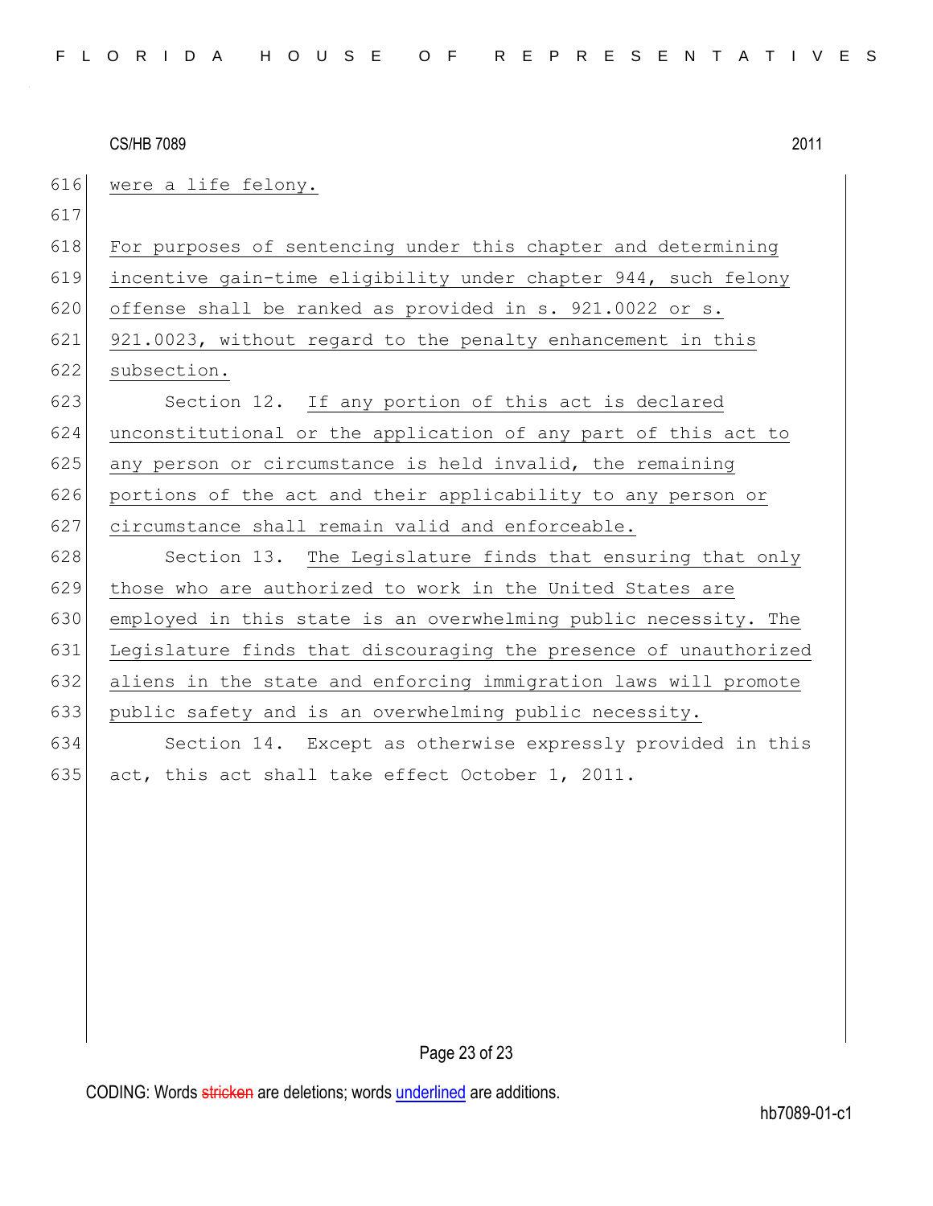616 were a life felony.

617

618 For purposes of sentencing under this chapter and determining
619 incentive gain-time eligibility under chapter 944, such felony
620 offense shall be ranked as provided in s. 921.0022 or s.
621 921.0023, without regard to the penalty enhancement in this
622 subsection.

623 Section 12. If any portion of this act is declared
624 unconstitutional or the application of any part of this act to
625 any person or circumstance is held invalid, the remaining
626 portions of the act and their applicability to any person or
627 circumstance shall remain valid and enforceable.

628 Section 13. The Legislature finds that ensuring that only
629 those who are authorized to work in the United States are
630 employed in this state is an overwhelming public necessity. The
631 Legislature finds that discouraging the presence of unauthorized
632 aliens in the state and enforcing immigration laws will promote
633 public safety and is an overwhelming public necessity.

634 Section 14. Except as otherwise expressly provided in this
635 act, this act shall take effect October 1, 2011.

CODING: Words stricken are deletions; words underlined are additions.